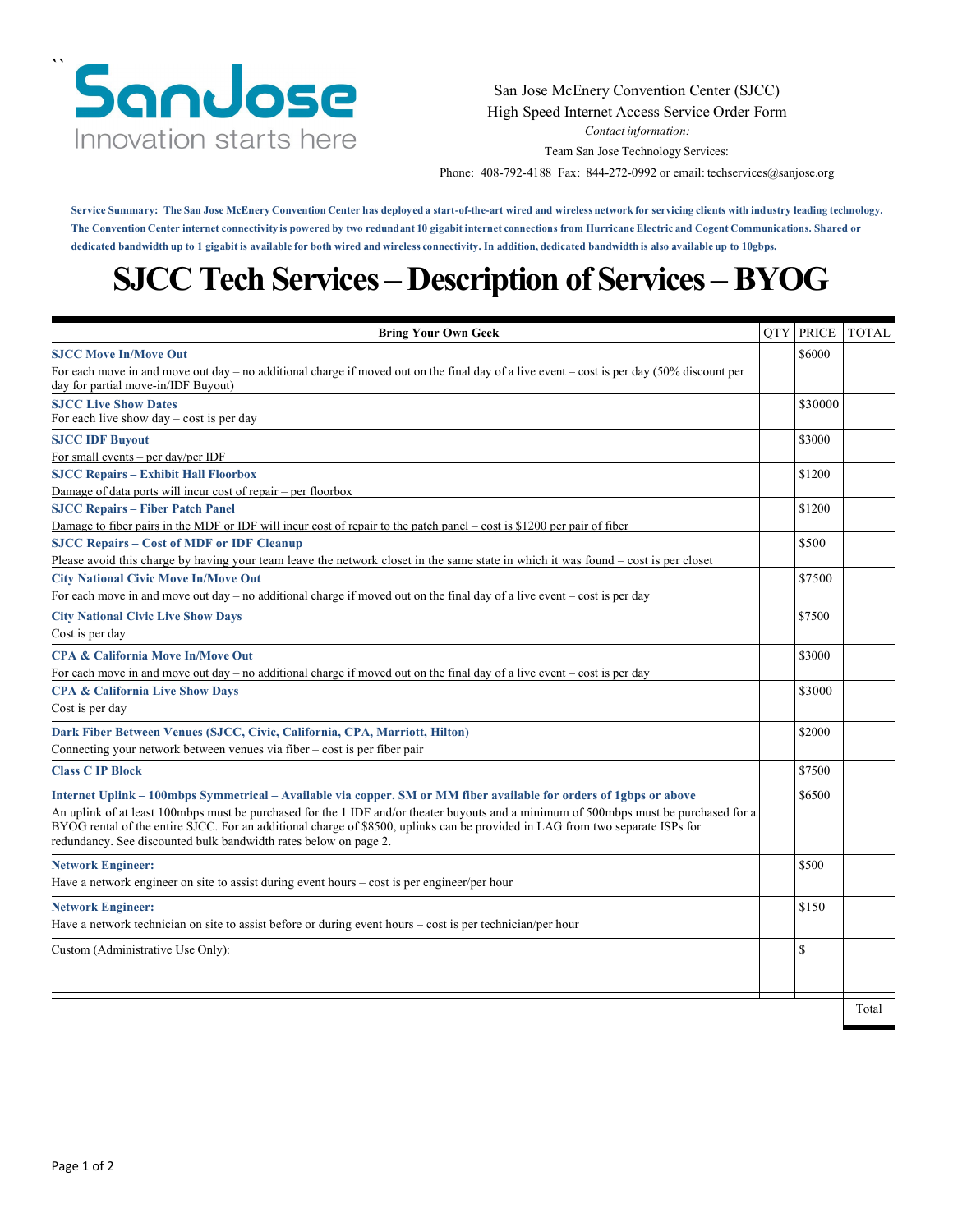SanJose
Innovation starts here

San Jose McEnery Convention Center (SJCC)
High Speed Internet Access Service Order Form
*Contact information:*
Team San Jose Technology Services:
Phone: 408-792-4188 Fax: 844-272-0992 or email: techservices@sanjose.org

**Service Summary: The San Jose McEnery Convention Center has deployed a start-of-the-art wired and wireless network for servicing clients with industry leading technology. The Convention Center internet connectivity is powered by two redundant 10 gigabit internet connections from Hurricane Electric and Cogent Communications. Shared or dedicated bandwidth up to 1 gigabit is available for both wired and wireless connectivity. In addition, dedicated bandwidth is also available up to 10gbps.**

# SJCC Tech Services – Description of Services – BYOG

| Bring Your Own Geek | QTY | PRICE | TOTAL |
|---|---|---|---|
| **SJCC Move In/Move Out**<br>For each move in and move out day – no additional charge if moved out on the final day of a live event – cost is per day (50% discount per day for partial move-in/IDF Buyout) | | $6000 | |
| **SJCC Live Show Dates**<br>For each live show day – cost is per day | | $30000 | |
| **SJCC IDF Buyout**<br>For small events – per day/per IDF | | $3000 | |
| **SJCC Repairs – Exhibit Hall Floorbox**<br>Damage of data ports will incur cost of repair – per floorbox | | $1200 | |
| **SJCC Repairs – Fiber Patch Panel**<br>Damage to fiber pairs in the MDF or IDF will incur cost of repair to the patch panel – cost is $1200 per pair of fiber | | $1200 | |
| **SJCC Repairs – Cost of MDF or IDF Cleanup**<br>Please avoid this charge by having your team leave the network closet in the same state in which it was found – cost is per closet | | $500 | |
| **City National Civic Move In/Move Out**<br>For each move in and move out day – no additional charge if moved out on the final day of a live event – cost is per day | | $7500 | |
| **City National Civic Live Show Days**<br>Cost is per day | | $7500 | |
| **CPA & California Move In/Move Out**<br>For each move in and move out day – no additional charge if moved out on the final day of a live event – cost is per day | | $3000 | |
| **CPA & California Live Show Days**<br>Cost is per day | | $3000 | |
| **Dark Fiber Between Venues (SJCC, Civic, California, CPA, Marriott, Hilton)**<br>Connecting your network between venues via fiber – cost is per fiber pair | | $2000 | |
| **Class C IP Block** | | $7500 | |
| **Internet Uplink – 100mbps Symmetrical – Available via copper. SM or MM fiber available for orders of 1gbps or above**<br>An uplink of at least 100mbps must be purchased for the 1 IDF and/or theater buyouts and a minimum of 500mbps must be purchased for a BYOG rental of the entire SJCC. For an additional charge of $8500, uplinks can be provided in LAG from two separate ISPs for redundancy. See discounted bulk bandwidth rates below on page 2. | | $6500 | |
| **Network Engineer:**<br>Have a network engineer on site to assist during event hours – cost is per engineer/per hour | | $500 | |
| **Network Engineer:**<br>Have a network technician on site to assist before or during event hours – cost is per technician/per hour | | $150 | |
| Custom (Administrative Use Only): | | $ | |
| | | | Total |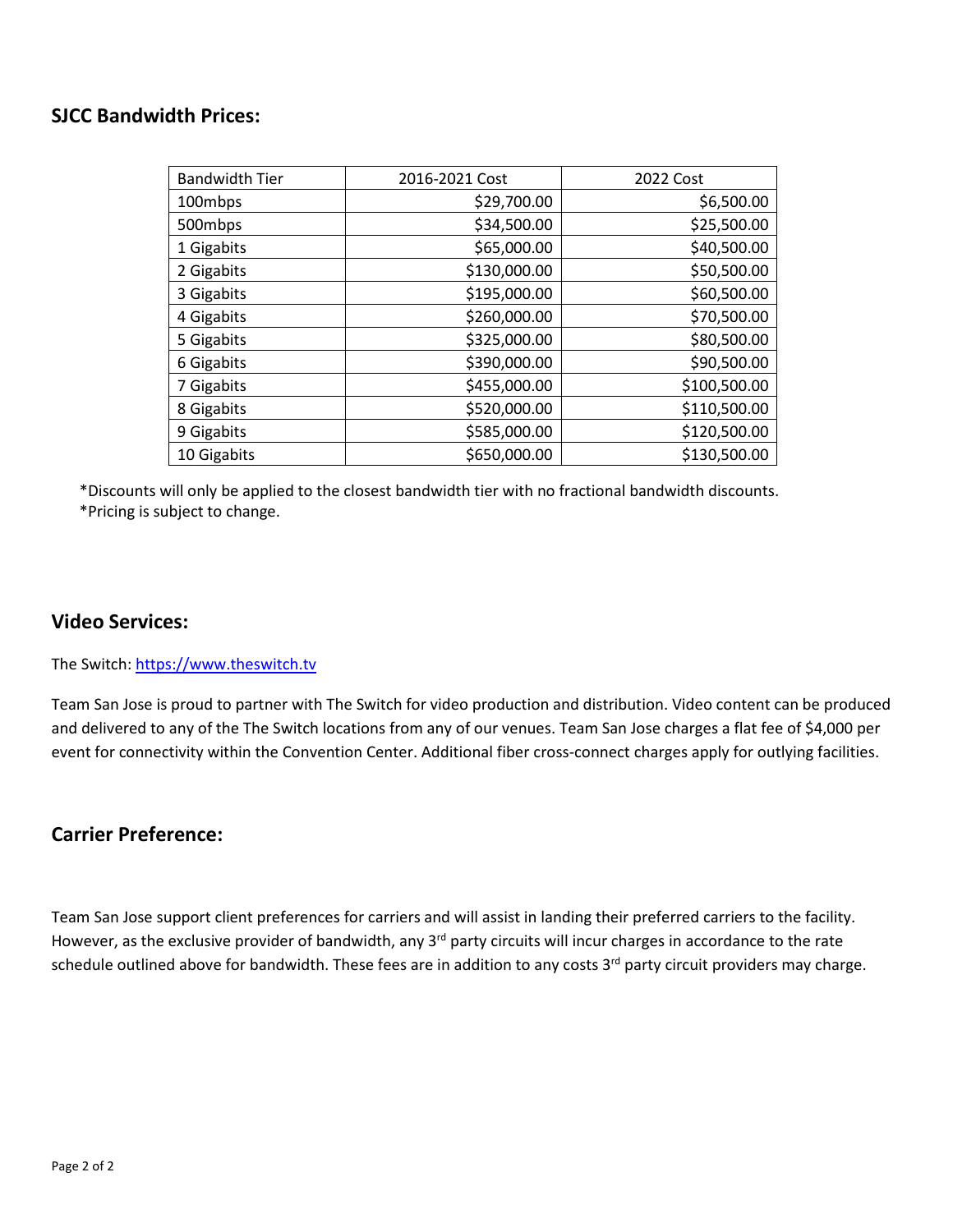## SJCC Bandwidth Prices:

| Bandwidth Tier | 2016-2021 Cost | 2022 Cost |
| --- | --- | --- |
| 100mbps | $29,700.00 | $6,500.00 |
| 500mbps | $34,500.00 | $25,500.00 |
| 1 Gigabits | $65,000.00 | $40,500.00 |
| 2 Gigabits | $130,000.00 | $50,500.00 |
| 3 Gigabits | $195,000.00 | $60,500.00 |
| 4 Gigabits | $260,000.00 | $70,500.00 |
| 5 Gigabits | $325,000.00 | $80,500.00 |
| 6 Gigabits | $390,000.00 | $90,500.00 |
| 7 Gigabits | $455,000.00 | $100,500.00 |
| 8 Gigabits | $520,000.00 | $110,500.00 |
| 9 Gigabits | $585,000.00 | $120,500.00 |
| 10 Gigabits | $650,000.00 | $130,500.00 |

*Discounts will only be applied to the closest bandwidth tier with no fractional bandwidth discounts.
*Pricing is subject to change.

## Video Services:

The Switch: [https://www.theswitch.tv](https://www.theswitch.tv)

Team San Jose is proud to partner with The Switch for video production and distribution. Video content can be produced and delivered to any of the The Switch locations from any of our venues. Team San Jose charges a flat fee of $4,000 per event for connectivity within the Convention Center. Additional fiber cross-connect charges apply for outlying facilities.

## Carrier Preference:

Team San Jose support client preferences for carriers and will assist in landing their preferred carriers to the facility. However, as the exclusive provider of bandwidth, any 3rd party circuits will incur charges in accordance to the rate schedule outlined above for bandwidth. These fees are in addition to any costs 3rd party circuit providers may charge.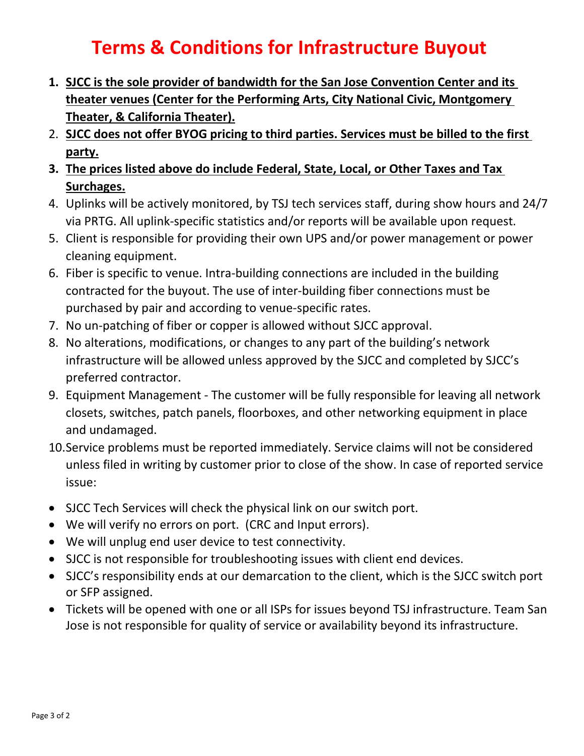# Terms & Conditions for Infrastructure Buyout

1. **SJCC is the sole provider of bandwidth for the San Jose Convention Center and its theater venues (Center for the Performing Arts, City National Civic, Montgomery Theater, & California Theater).**
2. **SJCC does not offer BYOG pricing to third parties. Services must be billed to the first party.**
3. **The prices listed above do include Federal, State, Local, or Other Taxes and Tax Surchages.**
4. Uplinks will be actively monitored, by TSJ tech services staff, during show hours and 24/7 via PRTG. All uplink-specific statistics and/or reports will be available upon request.
5. Client is responsible for providing their own UPS and/or power management or power cleaning equipment.
6. Fiber is specific to venue. Intra-building connections are included in the building contracted for the buyout. The use of inter-building fiber connections must be purchased by pair and according to venue-specific rates.
7. No un-patching of fiber or copper is allowed without SJCC approval.
8. No alterations, modifications, or changes to any part of the building's network infrastructure will be allowed unless approved by the SJCC and completed by SJCC's preferred contractor.
9. Equipment Management - The customer will be fully responsible for leaving all network closets, switches, patch panels, floorboxes, and other networking equipment in place and undamaged.
10. Service problems must be reported immediately. Service claims will not be considered unless filed in writing by customer prior to close of the show. In case of reported service issue:

- SJCC Tech Services will check the physical link on our switch port.
- We will verify no errors on port. (CRC and Input errors).
- We will unplug end user device to test connectivity.
- SJCC is not responsible for troubleshooting issues with client end devices.
- SJCC's responsibility ends at our demarcation to the client, which is the SJCC switch port or SFP assigned.
- Tickets will be opened with one or all ISPs for issues beyond TSJ infrastructure. Team San Jose is not responsible for quality of service or availability beyond its infrastructure.